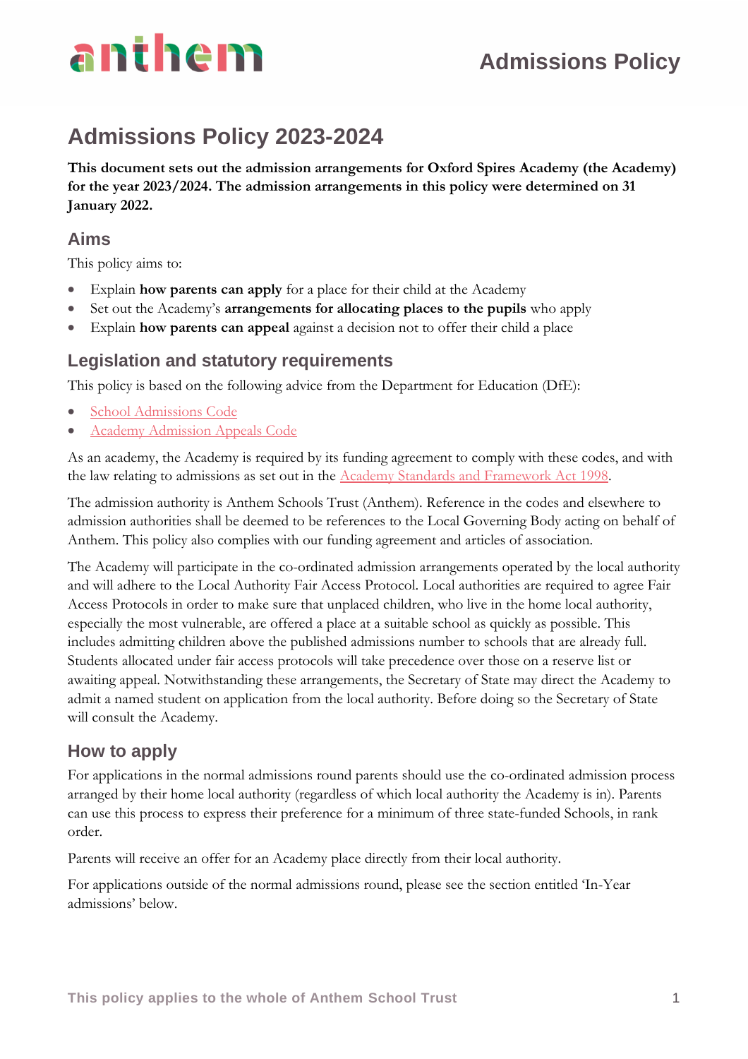# Admissions Policy 2023-2024

**This document sets out the admission arrangements for Oxford Spires Academy (the Academy) for the year 2023/2024. The admission arrangements in this policy were determined on 31 January 2022.**

## Aims

This policy aims to:

- Explain **how parents can apply** for a place for their child at the Academy
- Set out the Academy's **arrangements for allocating places to the pupils** who apply
- Explain **how parents can appeal** against a decision not to offer their child a place

## Legislation and statutory requirements

This policy is based on the following advice from the Department for Education (DfE):

- School Admissions Code
- Academy Admission Appeals Code

As an academy, the Academy is required by its funding agreement to comply with these codes, and with the law relating to admissions as set out in the Academy Standards and Framework Act 1998.

The admission authority is Anthem Schools Trust (Anthem). Reference in the codes and elsewhere to admission authorities shall be deemed to be references to the Local Governing Body acting on behalf of Anthem. This policy also complies with our funding agreement and articles of association.

The Academy will participate in the co-ordinated admission arrangements operated by the local authority and will adhere to the Local Authority Fair Access Protocol. Local authorities are required to agree Fair Access Protocols in order to make sure that unplaced children, who live in the home local authority, especially the most vulnerable, are offered a place at a suitable school as quickly as possible. This includes admitting children above the published admissions number to schools that are already full. Students allocated under fair access protocols will take precedence over those on a reserve list or awaiting appeal. Notwithstanding these arrangements, the Secretary of State may direct the Academy to admit a named student on application from the local authority. Before doing so the Secretary of State will consult the Academy.

## How to apply

For applications in the normal admissions round parents should use the co-ordinated admission process arranged by their home local authority (regardless of which local authority the Academy is in). Parents can use this process to express their preference for a minimum of three state-funded Schools, in rank order.

Parents will receive an offer for an Academy place directly from their local authority.

For applications outside of the normal admissions round, please see the section entitled 'In-Year admissions' below.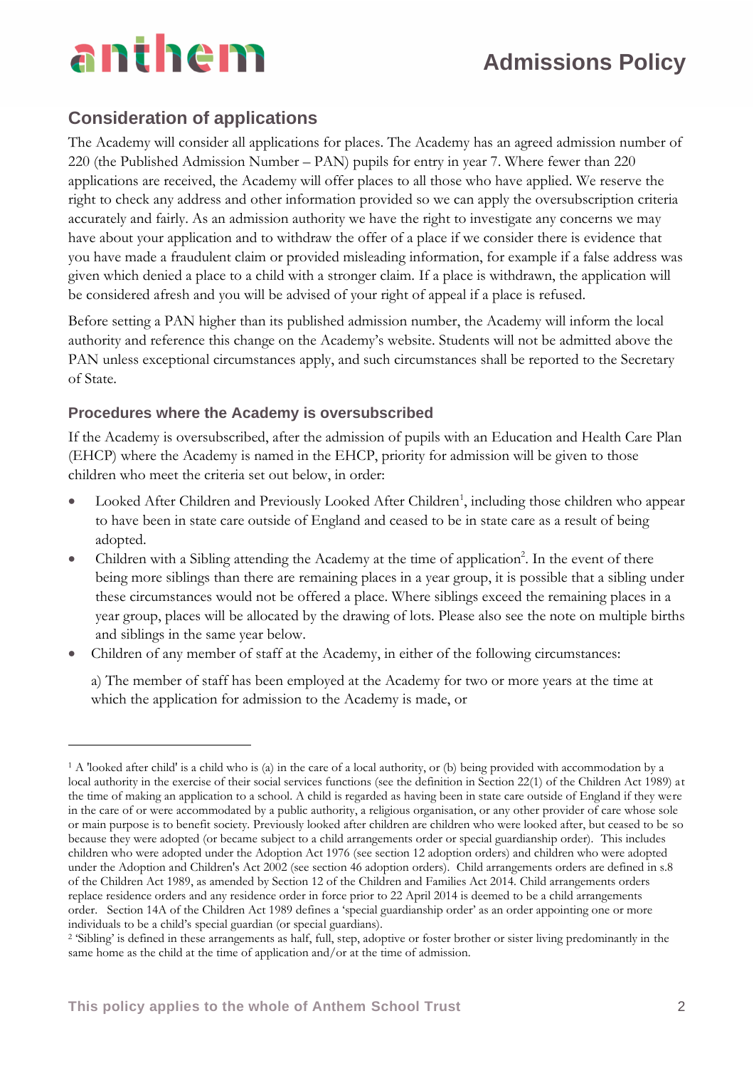## Consideration of applications

The Academy will consider all applications for places. The Academy has an agreed admission number of 220 (the Published Admission Number – PAN) pupils for entry in year 7. Where fewer than 220 applications are received, the Academy will offer places to all those who have applied. We reserve the right to check any address and other information provided so we can apply the oversubscription criteria accurately and fairly. As an admission authority we have the right to investigate any concerns we may have about your application and to withdraw the offer of a place if we consider there is evidence that you have made a fraudulent claim or provided misleading information, for example if a false address was given which denied a place to a child with a stronger claim. If a place is withdrawn, the application will be considered afresh and you will be advised of your right of appeal if a place is refused.

Before setting a PAN higher than its published admission number, the Academy will inform the local authority and reference this change on the Academy's website. Students will not be admitted above the PAN unless exceptional circumstances apply, and such circumstances shall be reported to the Secretary of State.

### Procedures where the Academy is oversubscribed

If the Academy is oversubscribed, after the admission of pupils with an Education and Health Care Plan (EHCP) where the Academy is named in the EHCP, priority for admission will be given to those children who meet the criteria set out below, in order:

- Looked After Children and Previously Looked After Children[1], including those children who appear to have been in state care outside of England and ceased to be in state care as a result of being adopted.
- Children with a Sibling attending the Academy at the time of application[2]. In the event of there being more siblings than there are remaining places in a year group, it is possible that a sibling under these circumstances would not be offered a place. Where siblings exceed the remaining places in a year group, places will be allocated by the drawing of lots. Please also see the note on multiple births and siblings in the same year below.
- Children of any member of staff at the Academy, in either of the following circumstances:

  a) The member of staff has been employed at the Academy for two or more years at the time at which the application for admission to the Academy is made, or

---

[1] A 'looked after child' is a child who is (a) in the care of a local authority, or (b) being provided with accommodation by a local authority in the exercise of their social services functions (see the definition in Section 22(1) of the Children Act 1989) at the time of making an application to a school. A child is regarded as having been in state care outside of England if they were in the care of or were accommodated by a public authority, a religious organisation, or any other provider of care whose sole or main purpose is to benefit society. Previously looked after children are children who were looked after, but ceased to be so because they were adopted (or became subject to a child arrangements order or special guardianship order). This includes children who were adopted under the Adoption Act 1976 (see section 12 adoption orders) and children who were adopted under the Adoption and Children's Act 2002 (see section 46 adoption orders). Child arrangements orders are defined in s.8 of the Children Act 1989, as amended by Section 12 of the Children and Families Act 2014. Child arrangements orders replace residence orders and any residence order in force prior to 22 April 2014 is deemed to be a child arrangements order. Section 14A of the Children Act 1989 defines a 'special guardianship order' as an order appointing one or more individuals to be a child's special guardian (or special guardians).

[2] 'Sibling' is defined in these arrangements as half, full, step, adoptive or foster brother or sister living predominantly in the same home as the child at the time of application and/or at the time of admission.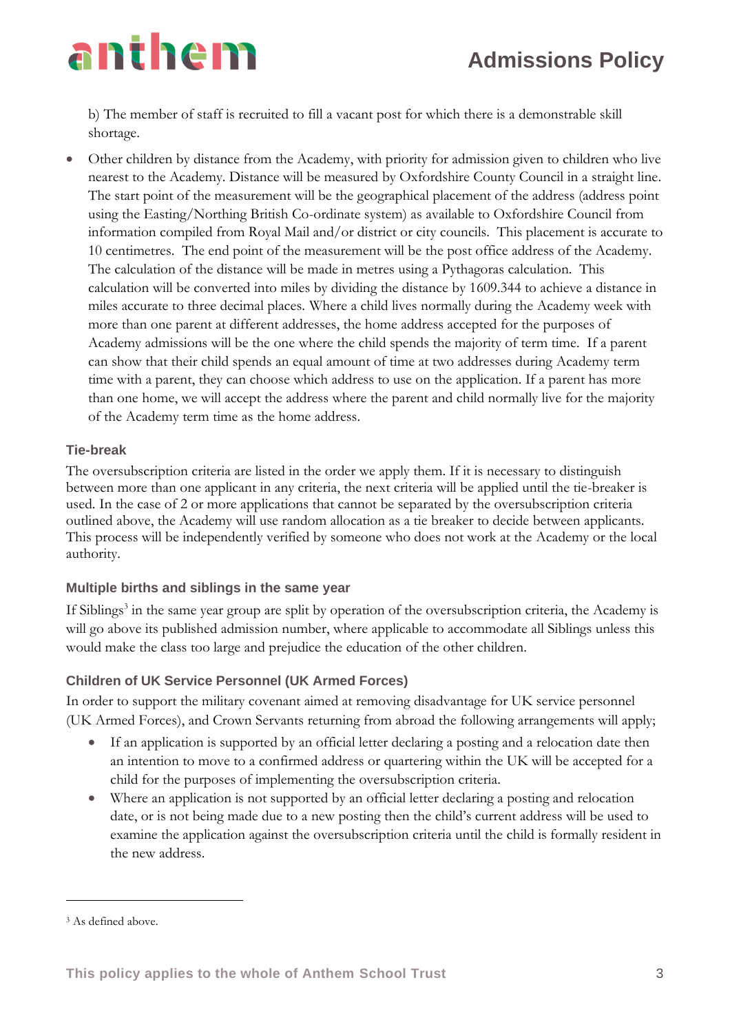b) The member of staff is recruited to fill a vacant post for which there is a demonstrable skill shortage.

- Other children by distance from the Academy, with priority for admission given to children who live nearest to the Academy. Distance will be measured by Oxfordshire County Council in a straight line. The start point of the measurement will be the geographical placement of the address (address point using the Easting/Northing British Co-ordinate system) as available to Oxfordshire Council from information compiled from Royal Mail and/or district or city councils. This placement is accurate to 10 centimetres. The end point of the measurement will be the post office address of the Academy. The calculation of the distance will be made in metres using a Pythagoras calculation. This calculation will be converted into miles by dividing the distance by 1609.344 to achieve a distance in miles accurate to three decimal places. Where a child lives normally during the Academy week with more than one parent at different addresses, the home address accepted for the purposes of Academy admissions will be the one where the child spends the majority of term time. If a parent can show that their child spends an equal amount of time at two addresses during Academy term time with a parent, they can choose which address to use on the application. If a parent has more than one home, we will accept the address where the parent and child normally live for the majority of the Academy term time as the home address.

### Tie-break

The oversubscription criteria are listed in the order we apply them. If it is necessary to distinguish between more than one applicant in any criteria, the next criteria will be applied until the tie-breaker is used. In the case of 2 or more applications that cannot be separated by the oversubscription criteria outlined above, the Academy will use random allocation as a tie breaker to decide between applicants. This process will be independently verified by someone who does not work at the Academy or the local authority.

### Multiple births and siblings in the same year

If Siblings[3] in the same year group are split by operation of the oversubscription criteria, the Academy is will go above its published admission number, where applicable to accommodate all Siblings unless this would make the class too large and prejudice the education of the other children.

### Children of UK Service Personnel (UK Armed Forces)

In order to support the military covenant aimed at removing disadvantage for UK service personnel (UK Armed Forces), and Crown Servants returning from abroad the following arrangements will apply;

- If an application is supported by an official letter declaring a posting and a relocation date then an intention to move to a confirmed address or quartering within the UK will be accepted for a child for the purposes of implementing the oversubscription criteria.
- Where an application is not supported by an official letter declaring a posting and relocation date, or is not being made due to a new posting then the child's current address will be used to examine the application against the oversubscription criteria until the child is formally resident in the new address.

---

[3] As defined above.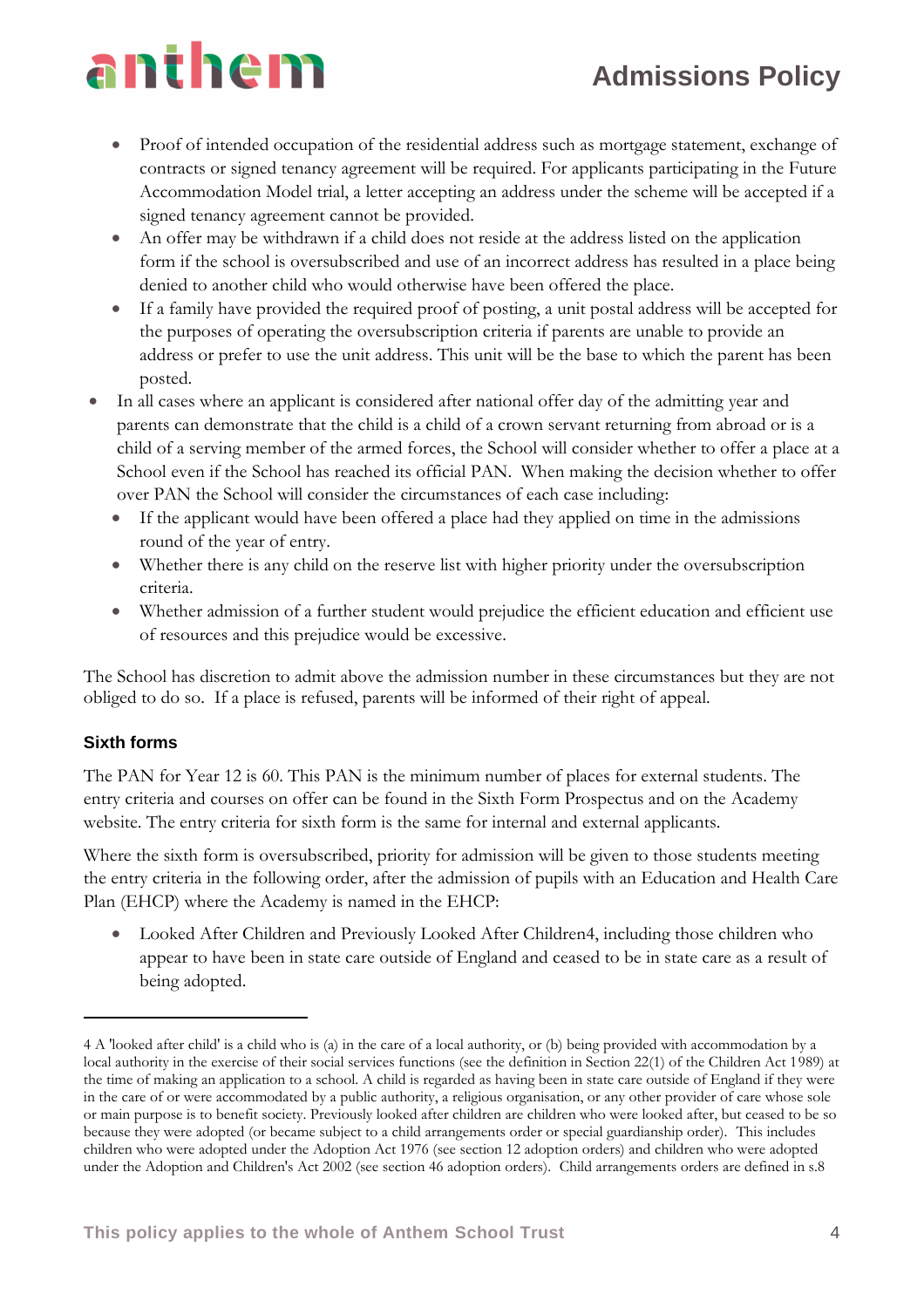- Proof of intended occupation of the residential address such as mortgage statement, exchange of contracts or signed tenancy agreement will be required. For applicants participating in the Future Accommodation Model trial, a letter accepting an address under the scheme will be accepted if a signed tenancy agreement cannot be provided.
  - An offer may be withdrawn if a child does not reside at the address listed on the application form if the school is oversubscribed and use of an incorrect address has resulted in a place being denied to another child who would otherwise have been offered the place.
  - If a family have provided the required proof of posting, a unit postal address will be accepted for the purposes of operating the oversubscription criteria if parents are unable to provide an address or prefer to use the unit address. This unit will be the base to which the parent has been posted.
- In all cases where an applicant is considered after national offer day of the admitting year and parents can demonstrate that the child is a child of a crown servant returning from abroad or is a child of a serving member of the armed forces, the School will consider whether to offer a place at a School even if the School has reached its official PAN. When making the decision whether to offer over PAN the School will consider the circumstances of each case including:
  - If the applicant would have been offered a place had they applied on time in the admissions round of the year of entry.
  - Whether there is any child on the reserve list with higher priority under the oversubscription criteria.
  - Whether admission of a further student would prejudice the efficient education and efficient use of resources and this prejudice would be excessive.

The School has discretion to admit above the admission number in these circumstances but they are not obliged to do so. If a place is refused, parents will be informed of their right of appeal.

### Sixth forms

The PAN for Year 12 is 60. This PAN is the minimum number of places for external students. The entry criteria and courses on offer can be found in the Sixth Form Prospectus and on the Academy website. The entry criteria for sixth form is the same for internal and external applicants.

Where the sixth form is oversubscribed, priority for admission will be given to those students meeting the entry criteria in the following order, after the admission of pupils with an Education and Health Care Plan (EHCP) where the Academy is named in the EHCP:

- Looked After Children and Previously Looked After Children[4], including those children who appear to have been in state care outside of England and ceased to be in state care as a result of being adopted.

---

4 A 'looked after child' is a child who is (a) in the care of a local authority, or (b) being provided with accommodation by a local authority in the exercise of their social services functions (see the definition in Section 22(1) of the Children Act 1989) at the time of making an application to a school. A child is regarded as having been in state care outside of England if they were in the care of or were accommodated by a public authority, a religious organisation, or any other provider of care whose sole or main purpose is to benefit society. Previously looked after children are children who were looked after, but ceased to be so because they were adopted (or became subject to a child arrangements order or special guardianship order). This includes children who were adopted under the Adoption Act 1976 (see section 12 adoption orders) and children who were adopted under the Adoption and Children's Act 2002 (see section 46 adoption orders). Child arrangements orders are defined in s.8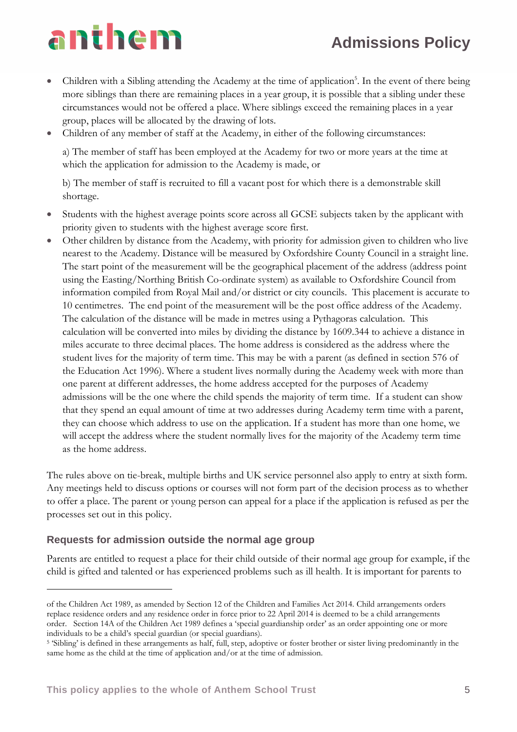- Children with a Sibling attending the Academy at the time of application[5]. In the event of there being more siblings than there are remaining places in a year group, it is possible that a sibling under these circumstances would not be offered a place. Where siblings exceed the remaining places in a year group, places will be allocated by the drawing of lots.
- Children of any member of staff at the Academy, in either of the following circumstances:

  a) The member of staff has been employed at the Academy for two or more years at the time at which the application for admission to the Academy is made, or

  b) The member of staff is recruited to fill a vacant post for which there is a demonstrable skill shortage.

- Students with the highest average points score across all GCSE subjects taken by the applicant with priority given to students with the highest average score first.
- Other children by distance from the Academy, with priority for admission given to children who live nearest to the Academy. Distance will be measured by Oxfordshire County Council in a straight line. The start point of the measurement will be the geographical placement of the address (address point using the Easting/Northing British Co-ordinate system) as available to Oxfordshire Council from information compiled from Royal Mail and/or district or city councils. This placement is accurate to 10 centimetres. The end point of the measurement will be the post office address of the Academy. The calculation of the distance will be made in metres using a Pythagoras calculation. This calculation will be converted into miles by dividing the distance by 1609.344 to achieve a distance in miles accurate to three decimal places. The home address is considered as the address where the student lives for the majority of term time. This may be with a parent (as defined in section 576 of the Education Act 1996). Where a student lives normally during the Academy week with more than one parent at different addresses, the home address accepted for the purposes of Academy admissions will be the one where the child spends the majority of term time. If a student can show that they spend an equal amount of time at two addresses during Academy term time with a parent, they can choose which address to use on the application. If a student has more than one home, we will accept the address where the student normally lives for the majority of the Academy term time as the home address.

The rules above on tie-break, multiple births and UK service personnel also apply to entry at sixth form. Any meetings held to discuss options or courses will not form part of the decision process as to whether to offer a place. The parent or young person can appeal for a place if the application is refused as per the processes set out in this policy.

## Requests for admission outside the normal age group

Parents are entitled to request a place for their child outside of their normal age group for example, if the child is gifted and talented or has experienced problems such as ill health. It is important for parents to

---

of the Children Act 1989, as amended by Section 12 of the Children and Families Act 2014. Child arrangements orders replace residence orders and any residence order in force prior to 22 April 2014 is deemed to be a child arrangements order. Section 14A of the Children Act 1989 defines a 'special guardianship order' as an order appointing one or more individuals to be a child's special guardian (or special guardians).

[5] 'Sibling' is defined in these arrangements as half, full, step, adoptive or foster brother or sister living predominantly in the same home as the child at the time of application and/or at the time of admission.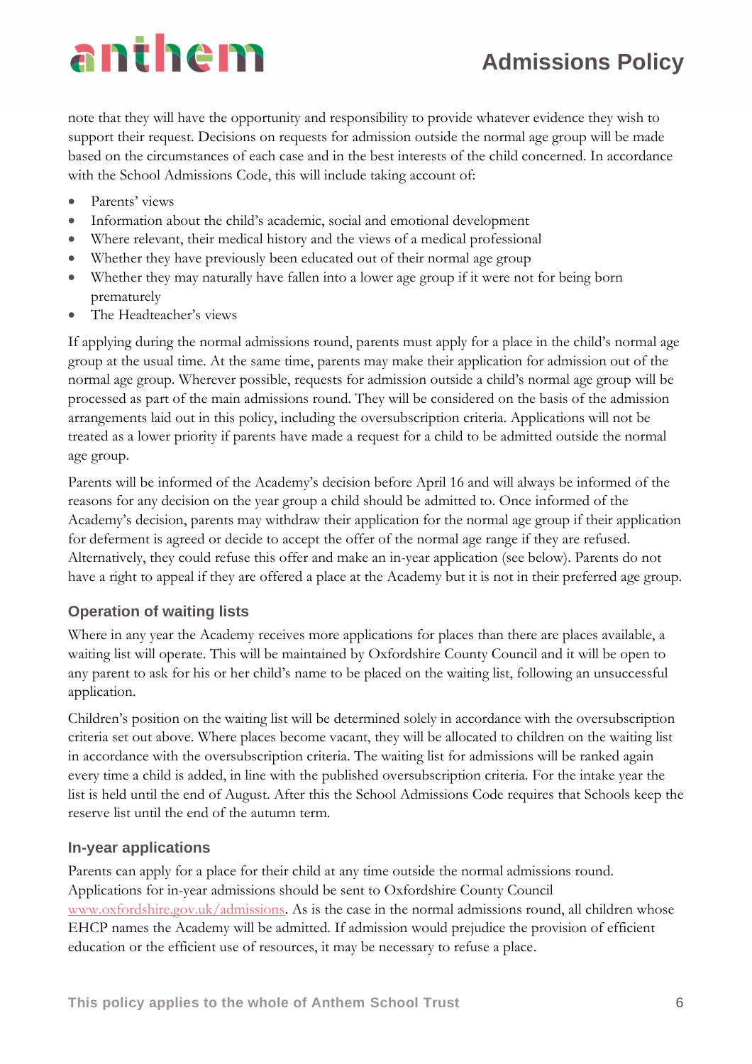note that they will have the opportunity and responsibility to provide whatever evidence they wish to support their request. Decisions on requests for admission outside the normal age group will be made based on the circumstances of each case and in the best interests of the child concerned. In accordance with the School Admissions Code, this will include taking account of:

- Parents' views
- Information about the child's academic, social and emotional development
- Where relevant, their medical history and the views of a medical professional
- Whether they have previously been educated out of their normal age group
- Whether they may naturally have fallen into a lower age group if it were not for being born prematurely
- The Headteacher's views

If applying during the normal admissions round, parents must apply for a place in the child's normal age group at the usual time. At the same time, parents may make their application for admission out of the normal age group. Wherever possible, requests for admission outside a child's normal age group will be processed as part of the main admissions round. They will be considered on the basis of the admission arrangements laid out in this policy, including the oversubscription criteria. Applications will not be treated as a lower priority if parents have made a request for a child to be admitted outside the normal age group.

Parents will be informed of the Academy's decision before April 16 and will always be informed of the reasons for any decision on the year group a child should be admitted to. Once informed of the Academy's decision, parents may withdraw their application for the normal age group if their application for deferment is agreed or decide to accept the offer of the normal age range if they are refused. Alternatively, they could refuse this offer and make an in-year application (see below). Parents do not have a right to appeal if they are offered a place at the Academy but it is not in their preferred age group.

### Operation of waiting lists

Where in any year the Academy receives more applications for places than there are places available, a waiting list will operate. This will be maintained by Oxfordshire County Council and it will be open to any parent to ask for his or her child's name to be placed on the waiting list, following an unsuccessful application.

Children's position on the waiting list will be determined solely in accordance with the oversubscription criteria set out above. Where places become vacant, they will be allocated to children on the waiting list in accordance with the oversubscription criteria. The waiting list for admissions will be ranked again every time a child is added, in line with the published oversubscription criteria. For the intake year the list is held until the end of August. After this the School Admissions Code requires that Schools keep the reserve list until the end of the autumn term.

### In-year applications

Parents can apply for a place for their child at any time outside the normal admissions round. Applications for in-year admissions should be sent to Oxfordshire County Council [www.oxfordshire.gov.uk/admissions](http://www.oxfordshire.gov.uk/admissions). As is the case in the normal admissions round, all children whose EHCP names the Academy will be admitted. If admission would prejudice the provision of efficient education or the efficient use of resources, it may be necessary to refuse a place.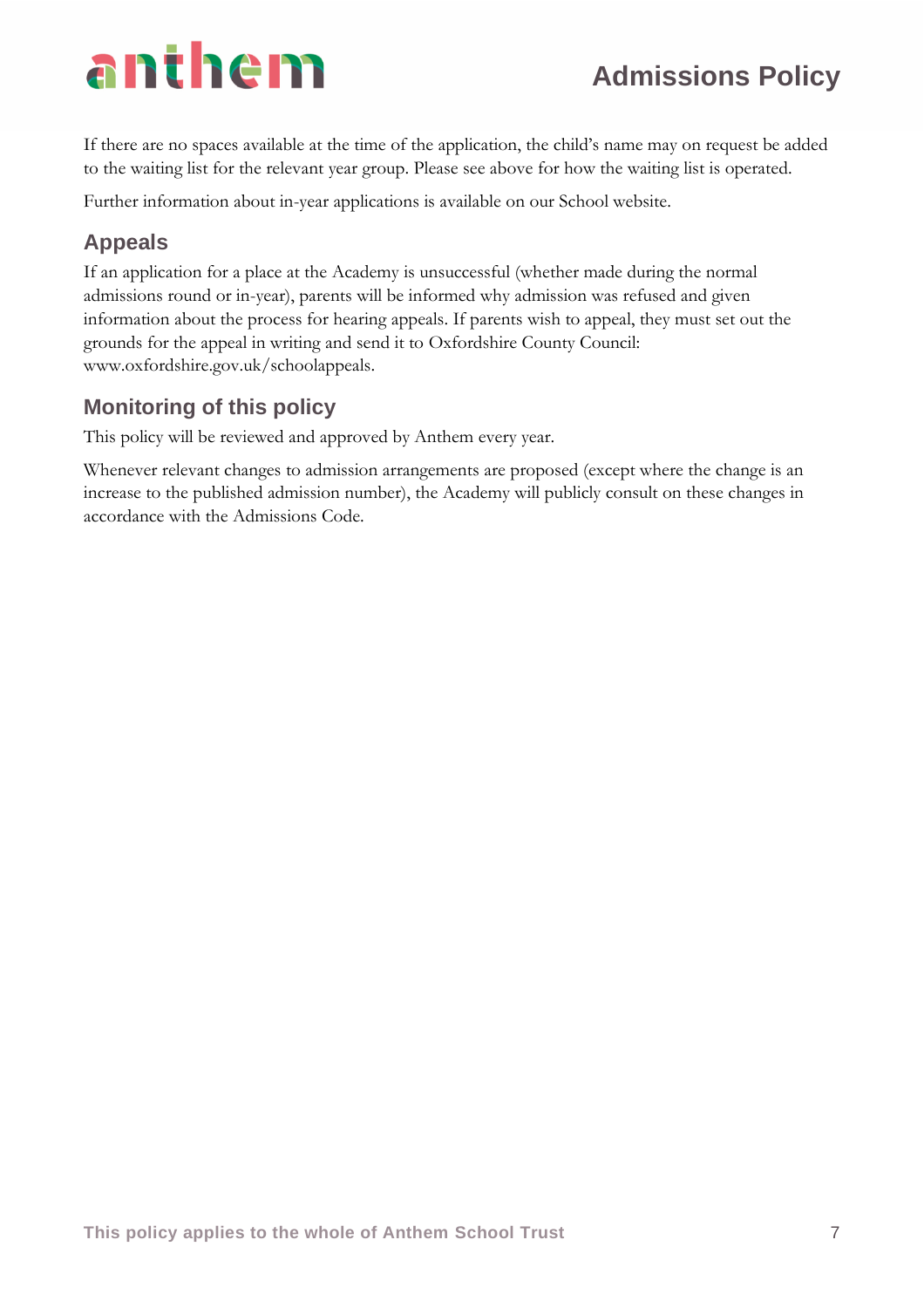If there are no spaces available at the time of the application, the child's name may on request be added to the waiting list for the relevant year group. Please see above for how the waiting list is operated.

Further information about in-year applications is available on our School website.

## Appeals

If an application for a place at the Academy is unsuccessful (whether made during the normal admissions round or in-year), parents will be informed why admission was refused and given information about the process for hearing appeals. If parents wish to appeal, they must set out the grounds for the appeal in writing and send it to Oxfordshire County Council: www.oxfordshire.gov.uk/schoolappeals.

## Monitoring of this policy

This policy will be reviewed and approved by Anthem every year.

Whenever relevant changes to admission arrangements are proposed (except where the change is an increase to the published admission number), the Academy will publicly consult on these changes in accordance with the Admissions Code.